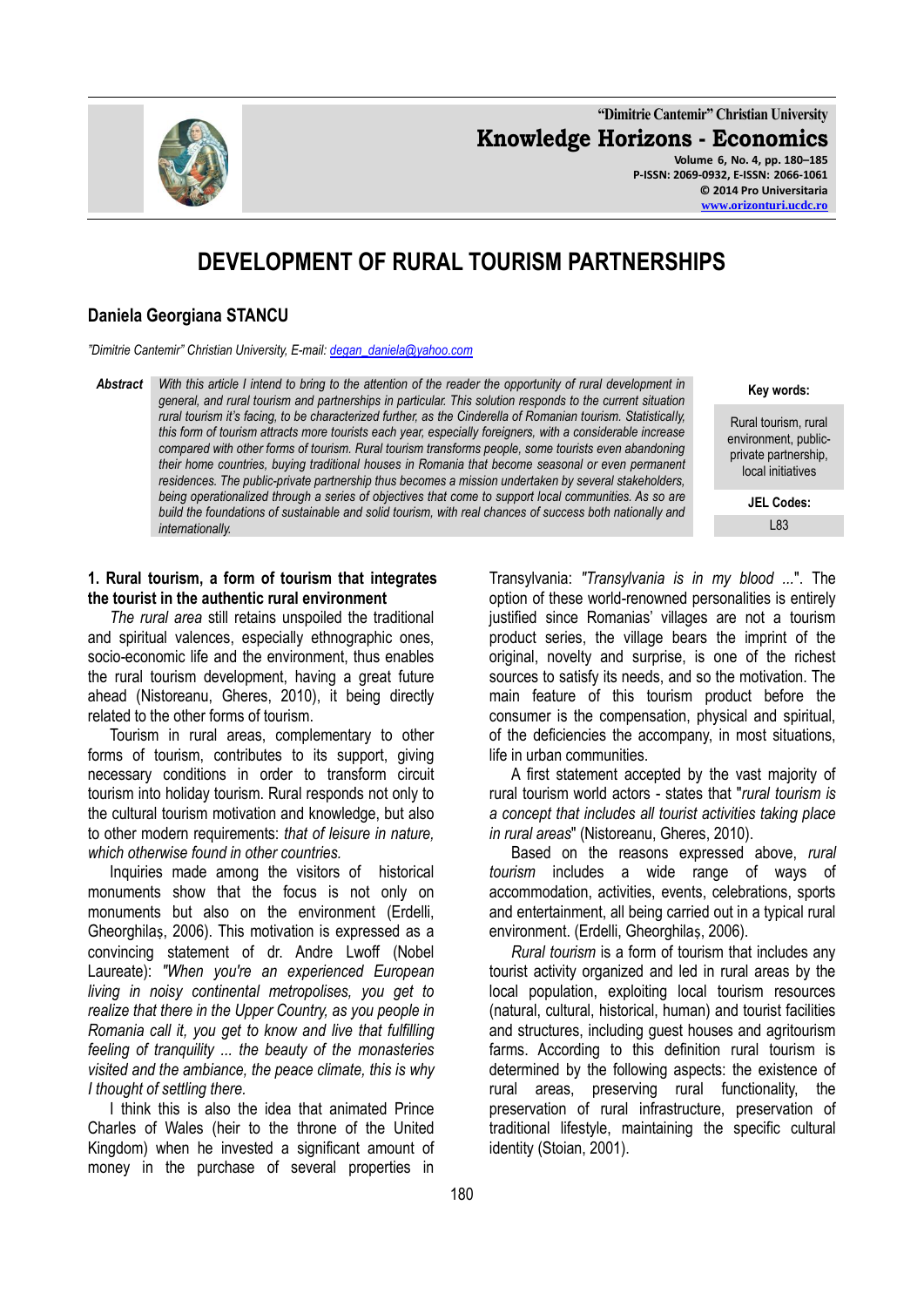# DEVELOPMENT OF RURAL TOURISM PARTNERSHIPS

**Daniela Georgiana STANCU**

*"Dimitrie Cantemir" Christian University, E-mail: degan_daniela@yahoo.com*

***Abstract*** *With this article I intend to bring to the attention of the reader the opportunity of rural development in general, and rural tourism and partnerships in particular. This solution responds to the current situation rural tourism it's facing, to be characterized further, as the Cinderella of Romanian tourism. Statistically, this form of tourism attracts more tourists each year, especially foreigners, with a considerable increase compared with other forms of tourism. Rural tourism transforms people, some tourists even abandoning their home countries, buying traditional houses in Romania that become seasonal or even permanent residences. The public-private partnership thus becomes a mission undertaken by several stakeholders, being operationalized through a series of objectives that come to support local communities. As so are build the foundations of sustainable and solid tourism, with real chances of success both nationally and internationally.*

**Key words:** Rural tourism, rural environment, public-private partnership, local initiatives

**JEL Codes:** L83

## 1. Rural tourism, a form of tourism that integrates the tourist in the authentic rural environment

*The rural area* still retains unspoiled the traditional and spiritual valences, especially ethnographic ones, socio-economic life and the environment, thus enables the rural tourism development, having a great future ahead (Nistoreanu, Gheres, 2010), it being directly related to the other forms of tourism.

Tourism in rural areas, complementary to other forms of tourism, contributes to its support, giving necessary conditions in order to transform circuit tourism into holiday tourism. Rural responds not only to the cultural tourism motivation and knowledge, but also to other modern requirements: *that of leisure in nature, which otherwise found in other countries.*

Inquiries made among the visitors of historical monuments show that the focus is not only on monuments but also on the environment (Erdelli, Gheorghilaș, 2006). This motivation is expressed as a convincing statement of dr. Andre Lwoff (Nobel Laureate): *"When you're an experienced European living in noisy continental metropolises, you get to realize that there in the Upper Country, as you people in Romania call it, you get to know and live that fulfilling feeling of tranquility ... the beauty of the monasteries visited and the ambiance, the peace climate, this is why I thought of settling there.*

I think this is also the idea that animated Prince Charles of Wales (heir to the throne of the United Kingdom) when he invested a significant amount of money in the purchase of several properties in Transylvania: *"Transylvania is in my blood ..."*. The option of these world-renowned personalities is entirely justified since Romanias' villages are not a tourism product series, the village bears the imprint of the original, novelty and surprise, is one of the richest sources to satisfy its needs, and so the motivation. The main feature of this tourism product before the consumer is the compensation, physical and spiritual, of the deficiencies the accompany, in most situations, life in urban communities.

A first statement accepted by the vast majority of rural tourism world actors - states that "*rural tourism is a concept that includes all tourist activities taking place in rural areas*" (Nistoreanu, Gheres, 2010).

Based on the reasons expressed above, *rural tourism* includes a wide range of ways of accommodation, activities, events, celebrations, sports and entertainment, all being carried out in a typical rural environment. (Erdelli, Gheorghilaș, 2006).

*Rural tourism* is a form of tourism that includes any tourist activity organized and led in rural areas by the local population, exploiting local tourism resources (natural, cultural, historical, human) and tourist facilities and structures, including guest houses and agritourism farms. According to this definition rural tourism is determined by the following aspects: the existence of rural areas, preserving rural functionality, the preservation of rural infrastructure, preservation of traditional lifestyle, maintaining the specific cultural identity (Stoian, 2001).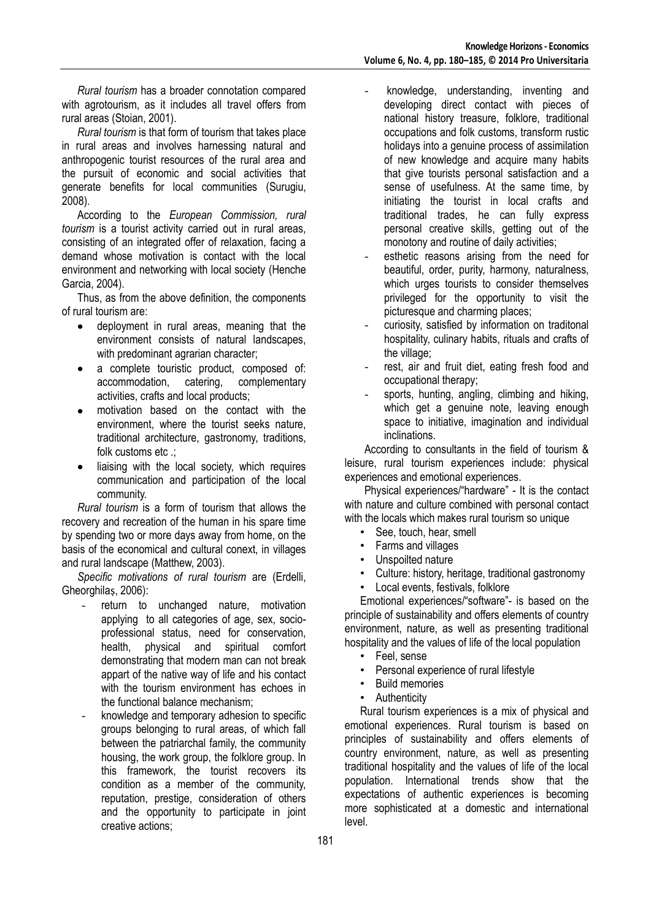*Rural tourism* has a broader connotation compared with agrotourism, as it includes all travel offers from rural areas (Stoian, 2001).

*Rural tourism* is that form of tourism that takes place in rural areas and involves harnessing natural and anthropogenic tourist resources of the rural area and the pursuit of economic and social activities that generate benefits for local communities (Surugiu, 2008).

According to the *European Commission, rural tourism* is a tourist activity carried out in rural areas, consisting of an integrated offer of relaxation, facing a demand whose motivation is contact with the local environment and networking with local society (Henche Garcia, 2004).

Thus, as from the above definition, the components of rural tourism are:

- deployment in rural areas, meaning that the environment consists of natural landscapes, with predominant agrarian character;
- a complete touristic product, composed of: accommodation, catering, complementary activities, crafts and local products;
- motivation based on the contact with the environment, where the tourist seeks nature, traditional architecture, gastronomy, traditions, folk customs etc .;
- liaising with the local society, which requires communication and participation of the local community.

*Rural tourism* is a form of tourism that allows the recovery and recreation of the human in his spare time by spending two or more days away from home, on the basis of the economical and cultural conext, in villages and rural landscape (Matthew, 2003).

*Specific motivations of rural tourism* are (Erdelli, Gheorghilaș, 2006):

- return to unchanged nature, motivation applying to all categories of age, sex, socio-professional status, need for conservation, health, physical and spiritual comfort demonstrating that modern man can not break appart of the native way of life and his contact with the tourism environment has echoes in the functional balance mechanism;
- knowledge and temporary adhesion to specific groups belonging to rural areas, of which fall between the patriarchal family, the community housing, the work group, the folklore group. In this framework, the tourist recovers its condition as a member of the community, reputation, prestige, consideration of others and the opportunity to participate in joint creative actions;
- knowledge, understanding, inventing and developing direct contact with pieces of national history treasure, folklore, traditional occupations and folk customs, transform rustic holidays into a genuine process of assimilation of new knowledge and acquire many habits that give tourists personal satisfaction and a sense of usefulness. At the same time, by initiating the tourist in local crafts and traditional trades, he can fully express personal creative skills, getting out of the monotony and routine of daily activities;
- esthetic reasons arising from the need for beautiful, order, purity, harmony, naturalness, which urges tourists to consider themselves privileged for the opportunity to visit the picturesque and charming places;
- curiosity, satisfied by information on traditonal hospitality, culinary habits, rituals and crafts of the village;
- rest, air and fruit diet, eating fresh food and occupational therapy;
- sports, hunting, angling, climbing and hiking, which get a genuine note, leaving enough space to initiative, imagination and individual inclinations.

According to consultants in the field of tourism & leisure, rural tourism experiences include: physical experiences and emotional experiences.

Physical experiences/"hardware" - It is the contact with nature and culture combined with personal contact with the locals which makes rural tourism so unique

- See, touch, hear, smell
- Farms and villages
- Unspoilted nature
- Culture: history, heritage, traditional gastronomy
- Local events, festivals, folklore

Emotional experiences/"software"- is based on the principle of sustainability and offers elements of country environment, nature, as well as presenting traditional hospitality and the values of life of the local population

- Feel, sense
- Personal experience of rural lifestyle
- Build memories
- Authenticity

Rural tourism experiences is a mix of physical and emotional experiences. Rural tourism is based on principles of sustainability and offers elements of country environment, nature, as well as presenting traditional hospitality and the values of life of the local population. International trends show that the expectations of authentic experiences is becoming more sophisticated at a domestic and international level.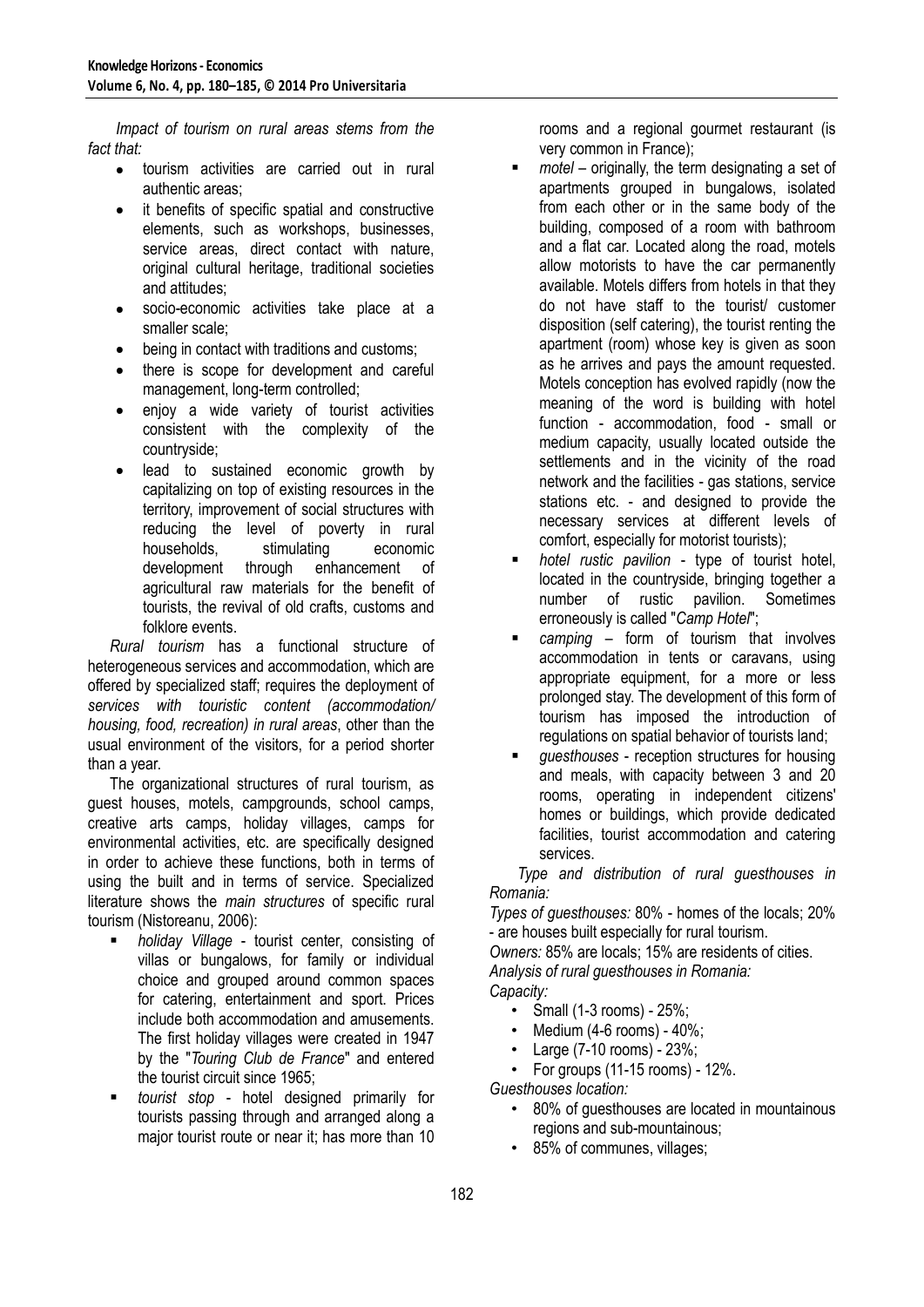*Impact of tourism on rural areas stems from the fact that:*

- tourism activities are carried out in rural authentic areas;
- it benefits of specific spatial and constructive elements, such as workshops, businesses, service areas, direct contact with nature, original cultural heritage, traditional societies and attitudes;
- socio-economic activities take place at a smaller scale;
- being in contact with traditions and customs;
- there is scope for development and careful management, long-term controlled;
- enjoy a wide variety of tourist activities consistent with the complexity of the countryside;
- lead to sustained economic growth by capitalizing on top of existing resources in the territory, improvement of social structures with reducing the level of poverty in rural households, stimulating economic development through enhancement of agricultural raw materials for the benefit of tourists, the revival of old crafts, customs and folklore events.

*Rural tourism* has a functional structure of heterogeneous services and accommodation, which are offered by specialized staff; requires the deployment of *services with touristic content (accommodation/ housing, food, recreation) in rural areas*, other than the usual environment of the visitors, for a period shorter than a year.

The organizational structures of rural tourism, as guest houses, motels, campgrounds, school camps, creative arts camps, holiday villages, camps for environmental activities, etc. are specifically designed in order to achieve these functions, both in terms of using the built and in terms of service. Specialized literature shows the *main structures* of specific rural tourism (Nistoreanu, 2006):

- *holiday Village* - tourist center, consisting of villas or bungalows, for family or individual choice and grouped around common spaces for catering, entertainment and sport. Prices include both accommodation and amusements. The first holiday villages were created in 1947 by the "*Touring Club de France*" and entered the tourist circuit since 1965;
- *tourist stop* - hotel designed primarily for tourists passing through and arranged along a major tourist route or near it; has more than 10 rooms and a regional gourmet restaurant (is very common in France);
- *motel* – originally, the term designating a set of apartments grouped in bungalows, isolated from each other or in the same body of the building, composed of a room with bathroom and a flat car. Located along the road, motels allow motorists to have the car permanently available. Motels differs from hotels in that they do not have staff to the tourist/ customer disposition (self catering), the tourist renting the apartment (room) whose key is given as soon as he arrives and pays the amount requested. Motels conception has evolved rapidly (now the meaning of the word is building with hotel function - accommodation, food - small or medium capacity, usually located outside the settlements and in the vicinity of the road network and the facilities - gas stations, service stations etc. - and designed to provide the necessary services at different levels of comfort, especially for motorist tourists);
- *hotel rustic pavilion* - type of tourist hotel, located in the countryside, bringing together a number of rustic pavilion. Sometimes erroneously is called "*Camp Hotel*";
- *camping* – form of tourism that involves accommodation in tents or caravans, using appropriate equipment, for a more or less prolonged stay. The development of this form of tourism has imposed the introduction of regulations on spatial behavior of tourists land;
- *guesthouses* - reception structures for housing and meals, with capacity between 3 and 20 rooms, operating in independent citizens' homes or buildings, which provide dedicated facilities, tourist accommodation and catering services.

*Type and distribution of rural guesthouses in Romania:*

*Types of guesthouses:* 80% - homes of the locals; 20% - are houses built especially for rural tourism.

*Owners:* 85% are locals; 15% are residents of cities.

*Analysis of rural guesthouses in Romania:*

*Capacity:*

- Small (1-3 rooms) - 25%;
- Medium (4-6 rooms) - 40%;
- Large (7-10 rooms) - 23%;
- For groups (11-15 rooms) - 12%.

*Guesthouses location:*

- 80% of guesthouses are located in mountainous regions and sub-mountainous;
- 85% of communes, villages;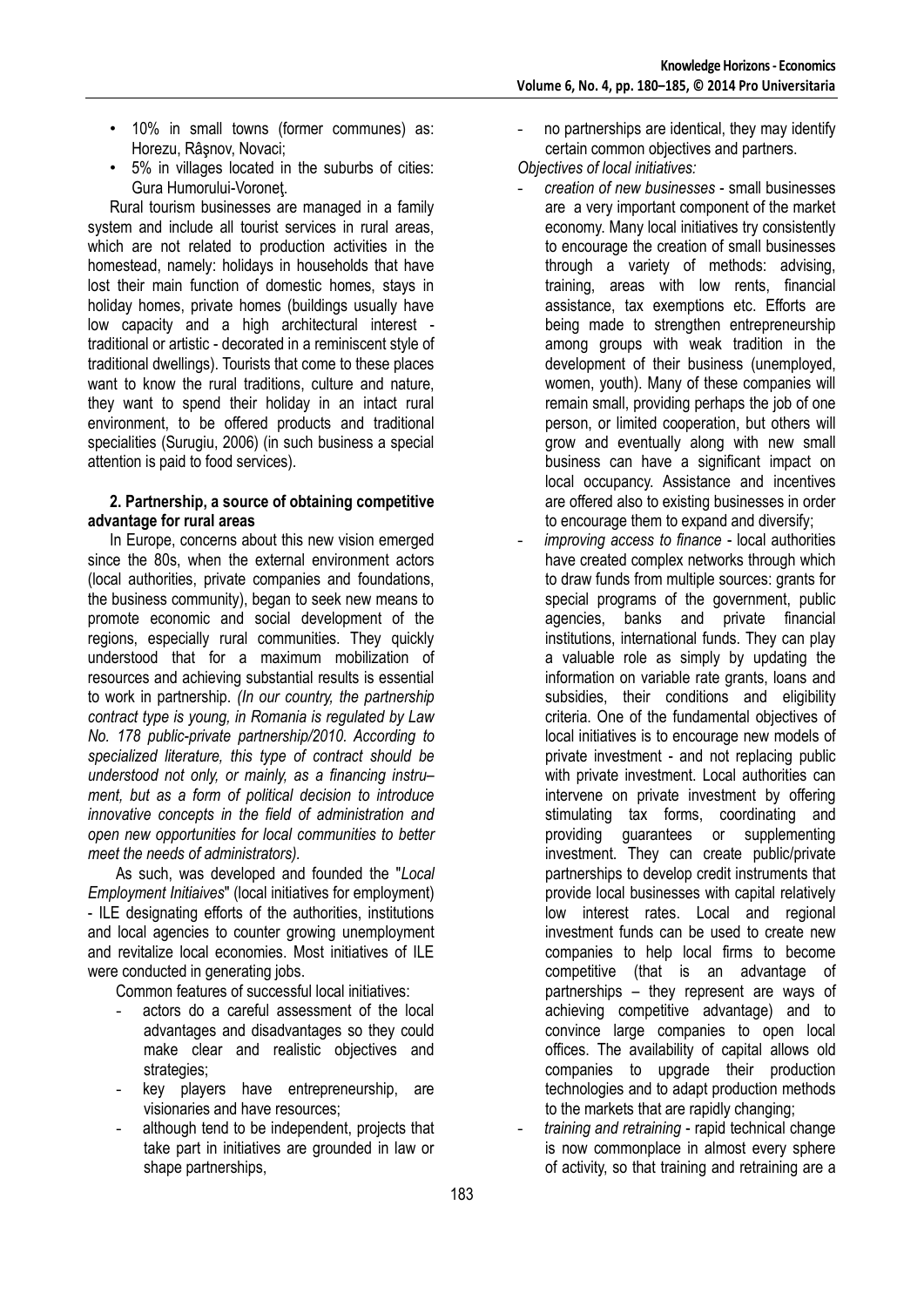- 10% in small towns (former communes) as: Horezu, Râşnov, Novaci;
- 5% in villages located in the suburbs of cities: Gura Humorului-Voroneţ.

Rural tourism businesses are managed in a family system and include all tourist services in rural areas, which are not related to production activities in the homestead, namely: holidays in households that have lost their main function of domestic homes, stays in holiday homes, private homes (buildings usually have low capacity and a high architectural interest - traditional or artistic - decorated in a reminiscent style of traditional dwellings). Tourists that come to these places want to know the rural traditions, culture and nature, they want to spend their holiday in an intact rural environment, to be offered products and traditional specialities (Surugiu, 2006) (in such business a special attention is paid to food services).

### 2. Partnership, a source of obtaining competitive advantage for rural areas

In Europe, concerns about this new vision emerged since the 80s, when the external environment actors (local authorities, private companies and foundations, the business community), began to seek new means to promote economic and social development of the regions, especially rural communities. They quickly understood that for a maximum mobilization of resources and achieving substantial results is essential to work in partnership. *(In our country, the partnership contract type is young, in Romania is regulated by Law No. 178 public-private partnership/2010. According to specialized literature, this type of contract should be understood not only, or mainly, as a financing instru–ment, but as a form of political decision to introduce innovative concepts in the field of administration and open new opportunities for local communities to better meet the needs of administrators).*

As such, was developed and founded the "*Local Employment Initiaives*" (local initiatives for employment) - ILE designating efforts of the authorities, institutions and local agencies to counter growing unemployment and revitalize local economies. Most initiatives of ILE were conducted in generating jobs.

Common features of successful local initiatives:

- actors do a careful assessment of the local advantages and disadvantages so they could make clear and realistic objectives and strategies;
- key players have entrepreneurship, are visionaries and have resources;
- although tend to be independent, projects that take part in initiatives are grounded in law or shape partnerships,
- no partnerships are identical, they may identify certain common objectives and partners.

*Objectives of local initiatives:*

- *creation of new businesses* - small businesses are a very important component of the market economy. Many local initiatives try consistently to encourage the creation of small businesses through a variety of methods: advising, training, areas with low rents, financial assistance, tax exemptions etc. Efforts are being made to strengthen entrepreneurship among groups with weak tradition in the development of their business (unemployed, women, youth). Many of these companies will remain small, providing perhaps the job of one person, or limited cooperation, but others will grow and eventually along with new small business can have a significant impact on local occupancy. Assistance and incentives are offered also to existing businesses in order to encourage them to expand and diversify;
- *improving access to finance* - local authorities have created complex networks through which to draw funds from multiple sources: grants for special programs of the government, public agencies, banks and private financial institutions, international funds. They can play a valuable role as simply by updating the information on variable rate grants, loans and subsidies, their conditions and eligibility criteria. One of the fundamental objectives of local initiatives is to encourage new models of private investment - and not replacing public with private investment. Local authorities can intervene on private investment by offering stimulating tax forms, coordinating and providing guarantees or supplementing investment. They can create public/private partnerships to develop credit instruments that provide local businesses with capital relatively low interest rates. Local and regional investment funds can be used to create new companies to help local firms to become competitive (that is an advantage of partnerships – they represent are ways of achieving competitive advantage) and to convince large companies to open local offices. The availability of capital allows old companies to upgrade their production technologies and to adapt production methods to the markets that are rapidly changing;
- *training and retraining* - rapid technical change is now commonplace in almost every sphere of activity, so that training and retraining are a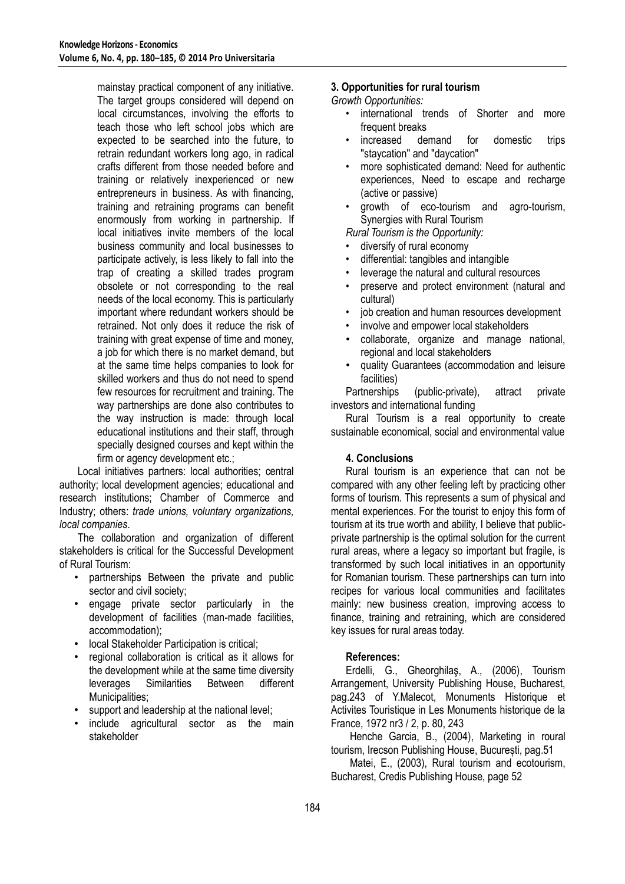mainstay practical component of any initiative. The target groups considered will depend on local circumstances, involving the efforts to teach those who left school jobs which are expected to be searched into the future, to retrain redundant workers long ago, in radical crafts different from those needed before and training or relatively inexperienced or new entrepreneurs in business. As with financing, training and retraining programs can benefit enormously from working in partnership. If local initiatives invite members of the local business community and local businesses to participate actively, is less likely to fall into the trap of creating a skilled trades program obsolete or not corresponding to the real needs of the local economy. This is particularly important where redundant workers should be retrained. Not only does it reduce the risk of training with great expense of time and money, a job for which there is no market demand, but at the same time helps companies to look for skilled workers and thus do not need to spend few resources for recruitment and training. The way partnerships are done also contributes to the way instruction is made: through local educational institutions and their staff, through specially designed courses and kept within the firm or agency development etc.;

Local initiatives partners: local authorities; central authority; local development agencies; educational and research institutions; Chamber of Commerce and Industry; others: *trade unions, voluntary organizations, local companies*.

The collaboration and organization of different stakeholders is critical for the Successful Development of Rural Tourism:

- partnerships Between the private and public sector and civil society;
- engage private sector particularly in the development of facilities (man-made facilities, accommodation);
- local Stakeholder Participation is critical;
- regional collaboration is critical as it allows for the development while at the same time diversity leverages Similarities Between different Municipalities;
- support and leadership at the national level;
- include agricultural sector as the main stakeholder

### 3. Opportunities for rural tourism

*Growth Opportunities:*

- international trends of Shorter and more frequent breaks
- increased demand for domestic trips "staycation" and "daycation"
- more sophisticated demand: Need for authentic experiences, Need to escape and recharge (active or passive)
- growth of eco-tourism and agro-tourism, Synergies with Rural Tourism

*Rural Tourism is the Opportunity:*

- diversify of rural economy
- differential: tangibles and intangible
- leverage the natural and cultural resources
- preserve and protect environment (natural and cultural)
- job creation and human resources development
- involve and empower local stakeholders
- collaborate, organize and manage national, regional and local stakeholders
- quality Guarantees (accommodation and leisure facilities)

Partnerships (public-private), attract private investors and international funding

Rural Tourism is a real opportunity to create sustainable economical, social and environmental value

### 4. Conclusions

Rural tourism is an experience that can not be compared with any other feeling left by practicing other forms of tourism. This represents a sum of physical and mental experiences. For the tourist to enjoy this form of tourism at its true worth and ability, I believe that public-private partnership is the optimal solution for the current rural areas, where a legacy so important but fragile, is transformed by such local initiatives in an opportunity for Romanian tourism. These partnerships can turn into recipes for various local communities and facilitates mainly: new business creation, improving access to finance, training and retraining, which are considered key issues for rural areas today.

### References:

Erdelli, G., Gheorghilaș, A., (2006), Tourism Arrangement, University Publishing House, Bucharest, pag.243 of Y.Malecot, Monuments Historique et Activites Touristique in Les Monuments historique de la France, 1972 nr3 / 2, p. 80, 243

Henche Garcia, B., (2004), Marketing in roural tourism, Irecson Publishing House, București, pag.51

Matei, E., (2003), Rural tourism and ecotourism, Bucharest, Credis Publishing House, page 52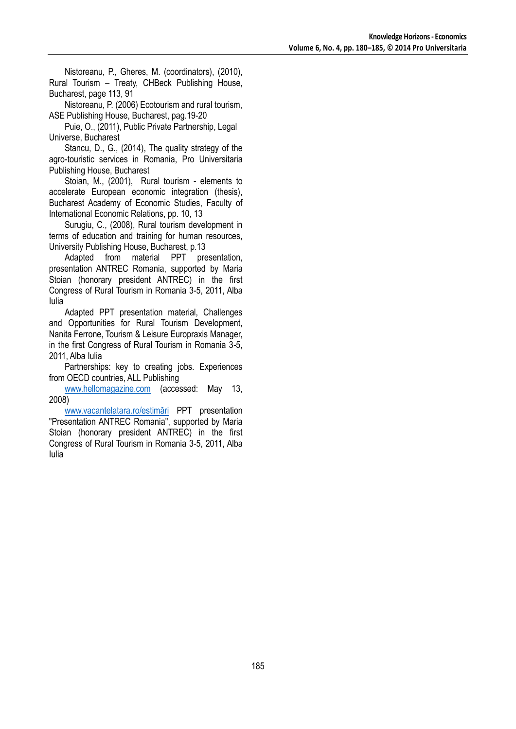Nistoreanu, P., Gheres, M. (coordinators), (2010), Rural Tourism – Treaty, CHBeck Publishing House, Bucharest, page 113, 91

Nistoreanu, P. (2006) Ecotourism and rural tourism, ASE Publishing House, Bucharest, pag.19-20

Puie, O., (2011), Public Private Partnership, Legal Universe, Bucharest

Stancu, D., G., (2014), The quality strategy of the agro-touristic services in Romania, Pro Universitaria Publishing House, Bucharest

Stoian, M., (2001), Rural tourism - elements to accelerate European economic integration (thesis), Bucharest Academy of Economic Studies, Faculty of International Economic Relations, pp. 10, 13

Surugiu, C., (2008), Rural tourism development in terms of education and training for human resources, University Publishing House, Bucharest, p.13

Adapted from material PPT presentation, presentation ANTREC Romania, supported by Maria Stoian (honorary president ANTREC) in the first Congress of Rural Tourism in Romania 3-5, 2011, Alba Iulia

Adapted PPT presentation material, Challenges and Opportunities for Rural Tourism Development, Nanita Ferrone, Tourism & Leisure Europraxis Manager, in the first Congress of Rural Tourism in Romania 3-5, 2011, Alba Iulia

Partnerships: key to creating jobs. Experiences from OECD countries, ALL Publishing

www.hellomagazine.com (accessed: May 13, 2008)

www.vacantelatara.ro/estimări PPT presentation "Presentation ANTREC Romania", supported by Maria Stoian (honorary president ANTREC) in the first Congress of Rural Tourism in Romania 3-5, 2011, Alba Iulia